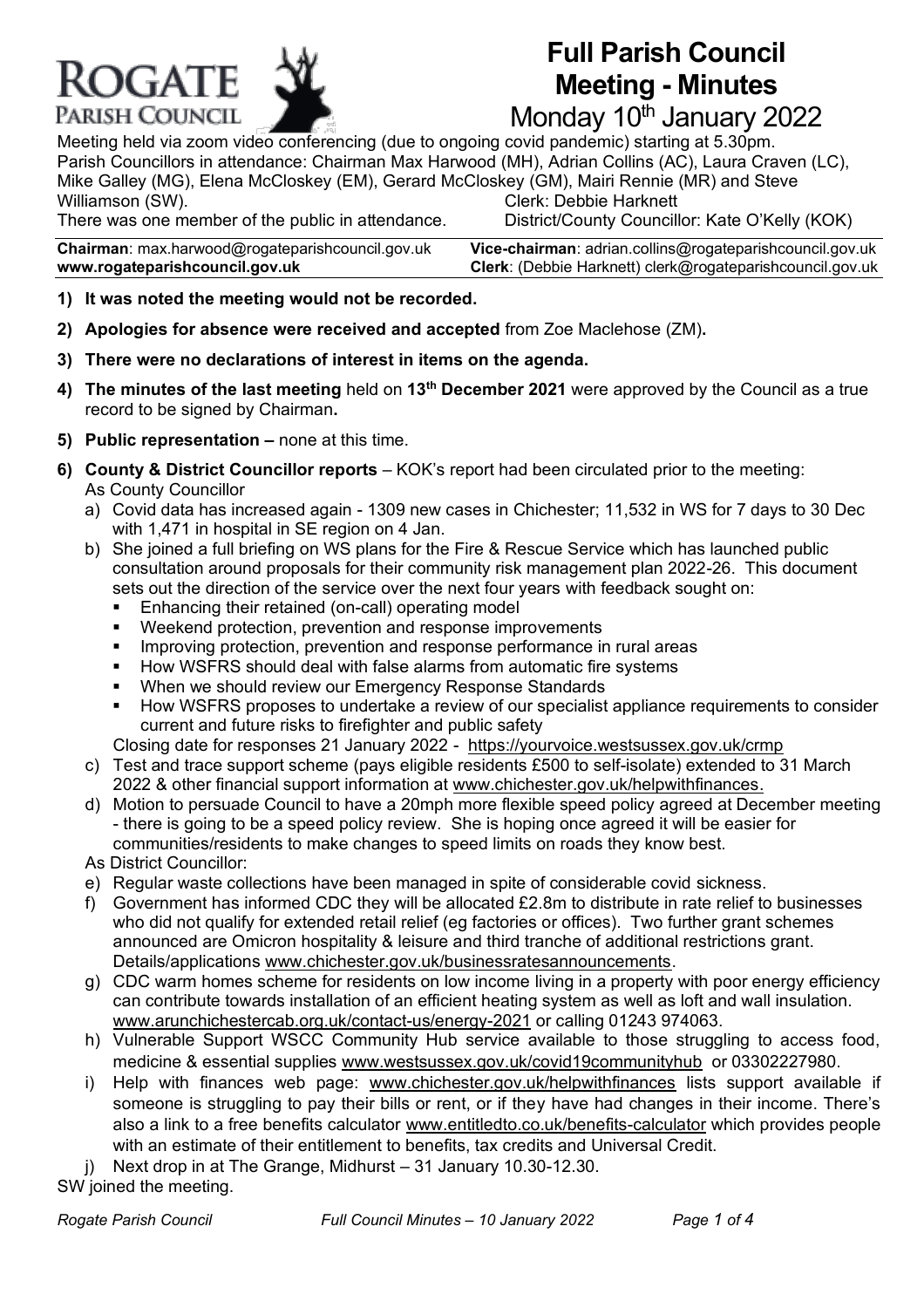# Full Parish Council Meeting - Minutes

## Monday 10th January 2022

Meeting held via zoom video conferencing (due to ongoing covid pandemic) starting at 5.30pm.
Parish Councillors in attendance: Chairman Max Harwood (MH), Adrian Collins (AC), Laura Craven (LC), Mike Galley (MG), Elena McCloskey (EM), Gerard McCloskey (GM), Mairi Rennie (MR) and Steve Williamson (SW). Clerk: Debbie Harknett
There was one member of the public in attendance. District/County Councillor: Kate O'Kelly (KOK)

| **Chairman**: max.harwood@rogateparishcouncil.gov.uk | **Vice-chairman**: adrian.collins@rogateparishcouncil.gov.uk |
|---|---|
| **www.rogateparishcouncil.gov.uk** | **Clerk**: (Debbie Harknett) clerk@rogateparishcouncil.gov.uk |

1) **It was noted the meeting would not be recorded.**
2) **Apologies for absence were received and accepted** from Zoe Maclehose (ZM)**.**
3) **There were no declarations of interest in items on the agenda.**
4) **The minutes of the last meeting** held on **13th December 2021** were approved by the Council as a true record to be signed by Chairman**.**
5) **Public representation –** none at this time.
6) **County & District Councillor reports** – KOK's report had been circulated prior to the meeting:
   As County Councillor
   a) Covid data has increased again - 1309 new cases in Chichester; 11,532 in WS for 7 days to 30 Dec with 1,471 in hospital in SE region on 4 Jan.
   b) She joined a full briefing on WS plans for the Fire & Rescue Service which has launched public consultation around proposals for their community risk management plan 2022-26. This document sets out the direction of the service over the next four years with feedback sought on:
      - Enhancing their retained (on-call) operating model
      - Weekend protection, prevention and response improvements
      - Improving protection, prevention and response performance in rural areas
      - How WSFRS should deal with false alarms from automatic fire systems
      - When we should review our Emergency Response Standards
      - How WSFRS proposes to undertake a review of our specialist appliance requirements to consider current and future risks to firefighter and public safety

      Closing date for responses 21 January 2022 - https://yourvoice.westsussex.gov.uk/crmp
   c) Test and trace support scheme (pays eligible residents £500 to self-isolate) extended to 31 March 2022 & other financial support information at www.chichester.gov.uk/helpwithfinances.
   d) Motion to persuade Council to have a 20mph more flexible speed policy agreed at December meeting - there is going to be a speed policy review. She is hoping once agreed it will be easier for communities/residents to make changes to speed limits on roads they know best.

   As District Councillor:
   e) Regular waste collections have been managed in spite of considerable covid sickness.
   f) Government has informed CDC they will be allocated £2.8m to distribute in rate relief to businesses who did not qualify for extended retail relief (eg factories or offices). Two further grant schemes announced are Omicron hospitality & leisure and third tranche of additional restrictions grant. Details/applications www.chichester.gov.uk/businessratesannouncements.
   g) CDC warm homes scheme for residents on low income living in a property with poor energy efficiency can contribute towards installation of an efficient heating system as well as loft and wall insulation. www.arunchichestercab.org.uk/contact-us/energy-2021 or calling 01243 974063.
   h) Vulnerable Support WSCC Community Hub service available to those struggling to access food, medicine & essential supplies www.westsussex.gov.uk/covid19communityhub or 03302227980.
   i) Help with finances web page: www.chichester.gov.uk/helpwithfinances lists support available if someone is struggling to pay their bills or rent, or if they have had changes in their income. There's also a link to a free benefits calculator www.entitledto.co.uk/benefits-calculator which provides people with an estimate of their entitlement to benefits, tax credits and Universal Credit.
   j) Next drop in at The Grange, Midhurst – 31 January 10.30-12.30.

SW joined the meeting.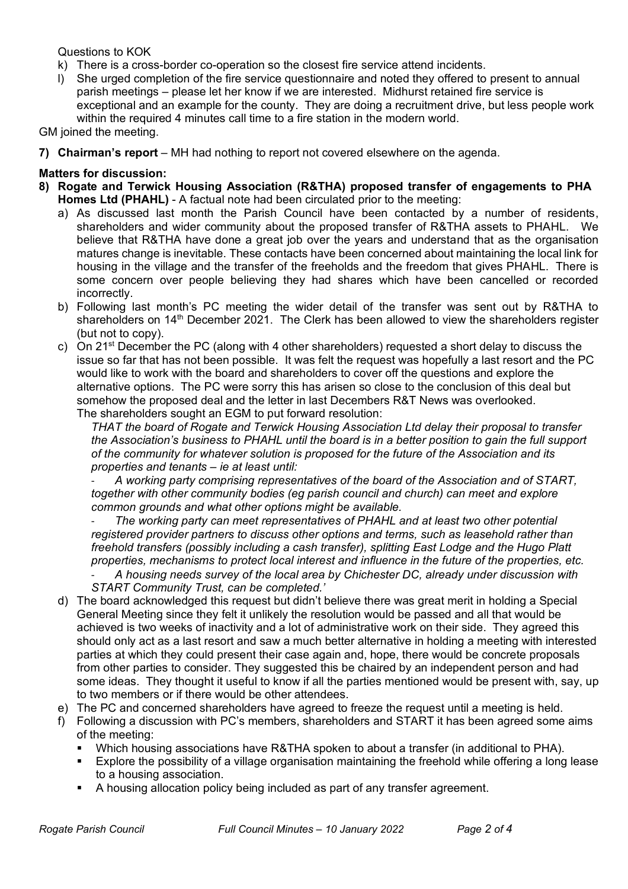Questions to KOK

k) There is a cross-border co-operation so the closest fire service attend incidents.
l) She urged completion of the fire service questionnaire and noted they offered to present to annual parish meetings – please let her know if we are interested. Midhurst retained fire service is exceptional and an example for the county. They are doing a recruitment drive, but less people work within the required 4 minutes call time to a fire station in the modern world.

GM joined the meeting.

**7) Chairman's report** – MH had nothing to report not covered elsewhere on the agenda.

**Matters for discussion:**

**8) Rogate and Terwick Housing Association (R&THA) proposed transfer of engagements to PHA Homes Ltd (PHAHL)** - A factual note had been circulated prior to the meeting:

a) As discussed last month the Parish Council have been contacted by a number of residents, shareholders and wider community about the proposed transfer of R&THA assets to PHAHL. We believe that R&THA have done a great job over the years and understand that as the organisation matures change is inevitable. These contacts have been concerned about maintaining the local link for housing in the village and the transfer of the freeholds and the freedom that gives PHAHL. There is some concern over people believing they had shares which have been cancelled or recorded incorrectly.

b) Following last month's PC meeting the wider detail of the transfer was sent out by R&THA to shareholders on 14th December 2021. The Clerk has been allowed to view the shareholders register (but not to copy).

c) On 21st December the PC (along with 4 other shareholders) requested a short delay to discuss the issue so far that has not been possible. It was felt the request was hopefully a last resort and the PC would like to work with the board and shareholders to cover off the questions and explore the alternative options. The PC were sorry this has arisen so close to the conclusion of this deal but somehow the proposed deal and the letter in last Decembers R&T News was overlooked.
The shareholders sought an EGM to put forward resolution:

*THAT the board of Rogate and Terwick Housing Association Ltd delay their proposal to transfer the Association's business to PHAHL until the board is in a better position to gain the full support of the community for whatever solution is proposed for the future of the Association and its properties and tenants – ie at least until:*

- *A working party comprising representatives of the board of the Association and of START, together with other community bodies (eg parish council and church) can meet and explore common grounds and what other options might be available.*
- *The working party can meet representatives of PHAHL and at least two other potential registered provider partners to discuss other options and terms, such as leasehold rather than freehold transfers (possibly including a cash transfer), splitting East Lodge and the Hugo Platt properties, mechanisms to protect local interest and influence in the future of the properties, etc.*
- *A housing needs survey of the local area by Chichester DC, already under discussion with START Community Trust, can be completed.'*

d) The board acknowledged this request but didn't believe there was great merit in holding a Special General Meeting since they felt it unlikely the resolution would be passed and all that would be achieved is two weeks of inactivity and a lot of administrative work on their side. They agreed this should only act as a last resort and saw a much better alternative in holding a meeting with interested parties at which they could present their case again and, hope, there would be concrete proposals from other parties to consider. They suggested this be chaired by an independent person and had some ideas. They thought it useful to know if all the parties mentioned would be present with, say, up to two members or if there would be other attendees.

e) The PC and concerned shareholders have agreed to freeze the request until a meeting is held.

f) Following a discussion with PC's members, shareholders and START it has been agreed some aims of the meeting:
- Which housing associations have R&THA spoken to about a transfer (in additional to PHA).
- Explore the possibility of a village organisation maintaining the freehold while offering a long lease to a housing association.
- A housing allocation policy being included as part of any transfer agreement.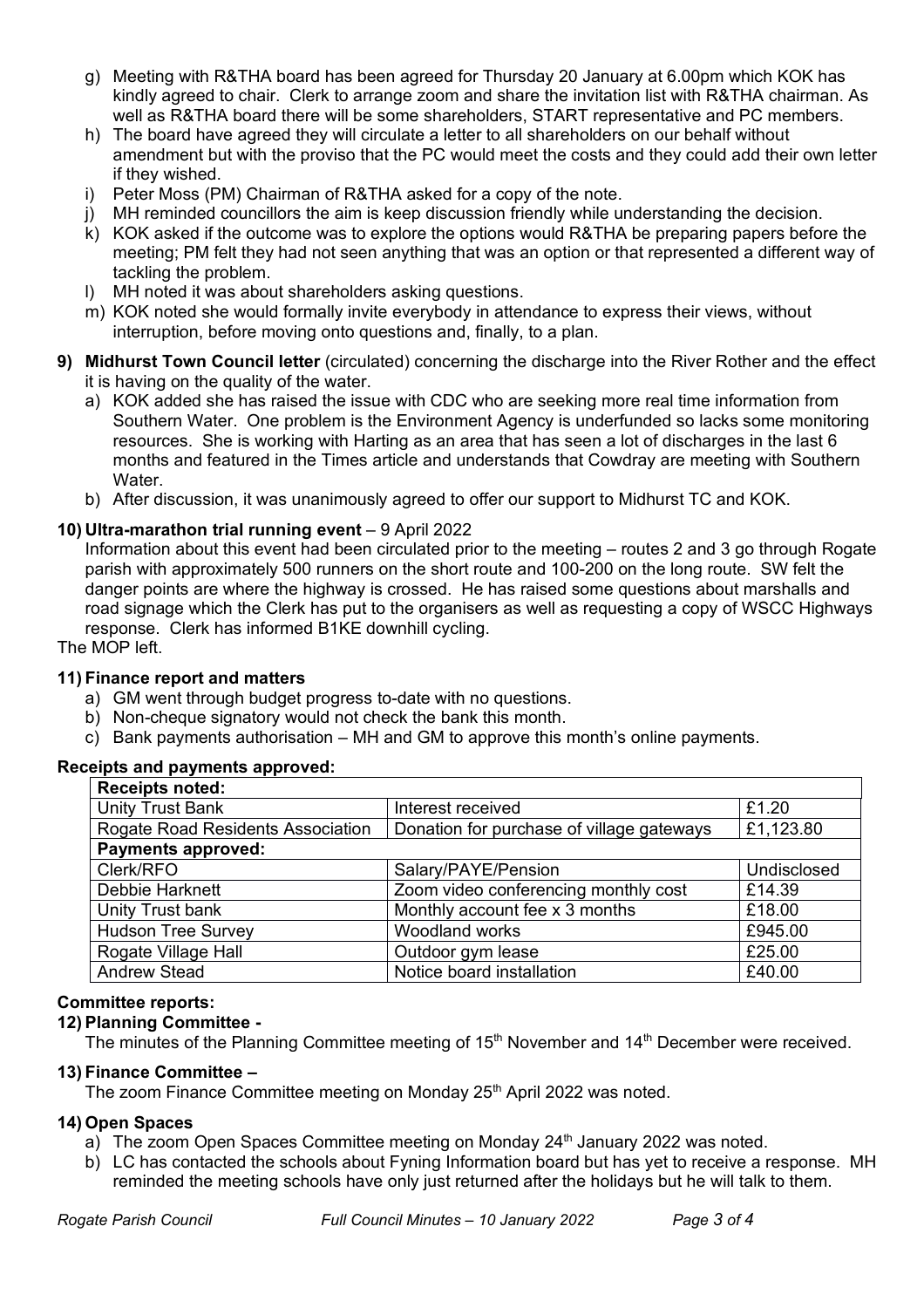g) Meeting with R&THA board has been agreed for Thursday 20 January at 6.00pm which KOK has kindly agreed to chair. Clerk to arrange zoom and share the invitation list with R&THA chairman. As well as R&THA board there will be some shareholders, START representative and PC members.
h) The board have agreed they will circulate a letter to all shareholders on our behalf without amendment but with the proviso that the PC would meet the costs and they could add their own letter if they wished.
i) Peter Moss (PM) Chairman of R&THA asked for a copy of the note.
j) MH reminded councillors the aim is keep discussion friendly while understanding the decision.
k) KOK asked if the outcome was to explore the options would R&THA be preparing papers before the meeting; PM felt they had not seen anything that was an option or that represented a different way of tackling the problem.
l) MH noted it was about shareholders asking questions.
m) KOK noted she would formally invite everybody in attendance to express their views, without interruption, before moving onto questions and, finally, to a plan.

**9) Midhurst Town Council letter** (circulated) concerning the discharge into the River Rother and the effect it is having on the quality of the water.

a) KOK added she has raised the issue with CDC who are seeking more real time information from Southern Water. One problem is the Environment Agency is underfunded so lacks some monitoring resources. She is working with Harting as an area that has seen a lot of discharges in the last 6 months and featured in the Times article and understands that Cowdray are meeting with Southern Water.
b) After discussion, it was unanimously agreed to offer our support to Midhurst TC and KOK.

**10) Ultra-marathon trial running event** – 9 April 2022

Information about this event had been circulated prior to the meeting – routes 2 and 3 go through Rogate parish with approximately 500 runners on the short route and 100-200 on the long route. SW felt the danger points are where the highway is crossed. He has raised some questions about marshalls and road signage which the Clerk has put to the organisers as well as requesting a copy of WSCC Highways response. Clerk has informed B1KE downhill cycling.

The MOP left.

**11) Finance report and matters**

a) GM went through budget progress to-date with no questions.
b) Non-cheque signatory would not check the bank this month.
c) Bank payments authorisation – MH and GM to approve this month's online payments.

**Receipts and payments approved:**

| **Receipts noted:** | | |
|---|---|---|
| Unity Trust Bank | Interest received | £1.20 |
| Rogate Road Residents Association | Donation for purchase of village gateways | £1,123.80 |
| **Payments approved:** | | |
| Clerk/RFO | Salary/PAYE/Pension | Undisclosed |
| Debbie Harknett | Zoom video conferencing monthly cost | £14.39 |
| Unity Trust bank | Monthly account fee x 3 months | £18.00 |
| Hudson Tree Survey | Woodland works | £945.00 |
| Rogate Village Hall | Outdoor gym lease | £25.00 |
| Andrew Stead | Notice board installation | £40.00 |

**Committee reports:**

**12) Planning Committee -**

The minutes of the Planning Committee meeting of 15th November and 14th December were received.

**13) Finance Committee –**

The zoom Finance Committee meeting on Monday 25th April 2022 was noted.

**14) Open Spaces**

a) The zoom Open Spaces Committee meeting on Monday 24th January 2022 was noted.
b) LC has contacted the schools about Fyning Information board but has yet to receive a response. MH reminded the meeting schools have only just returned after the holidays but he will talk to them.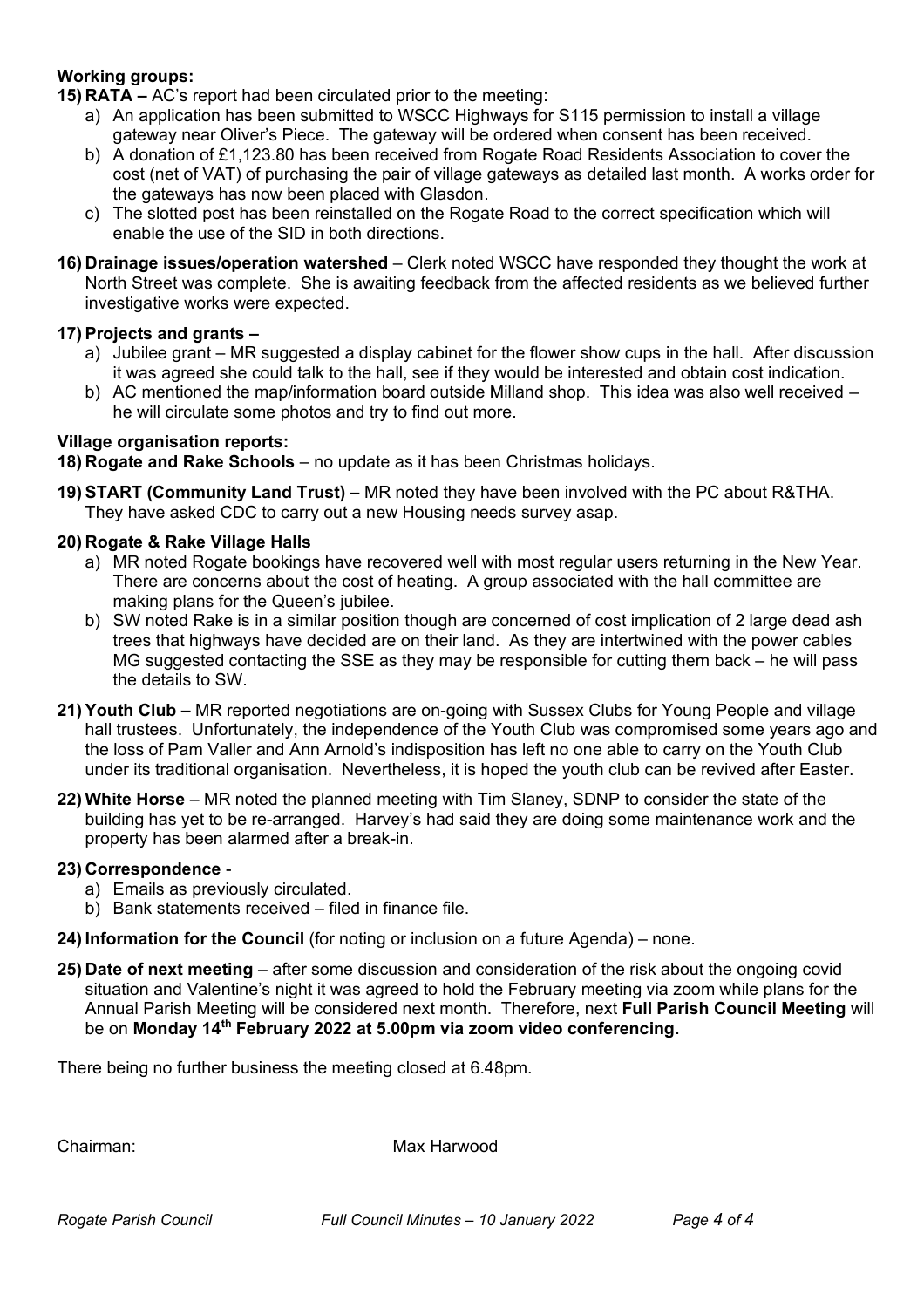**Working groups:**

**15) RATA –** AC's report had been circulated prior to the meeting:

a) An application has been submitted to WSCC Highways for S115 permission to install a village gateway near Oliver's Piece. The gateway will be ordered when consent has been received.

b) A donation of £1,123.80 has been received from Rogate Road Residents Association to cover the cost (net of VAT) of purchasing the pair of village gateways as detailed last month. A works order for the gateways has now been placed with Glasdon.

c) The slotted post has been reinstalled on the Rogate Road to the correct specification which will enable the use of the SID in both directions.

**16) Drainage issues/operation watershed** – Clerk noted WSCC have responded they thought the work at North Street was complete. She is awaiting feedback from the affected residents as we believed further investigative works were expected.

**17) Projects and grants –**

a) Jubilee grant – MR suggested a display cabinet for the flower show cups in the hall. After discussion it was agreed she could talk to the hall, see if they would be interested and obtain cost indication.

b) AC mentioned the map/information board outside Milland shop. This idea was also well received – he will circulate some photos and try to find out more.

**Village organisation reports:**

**18) Rogate and Rake Schools** – no update as it has been Christmas holidays.

**19) START (Community Land Trust) –** MR noted they have been involved with the PC about R&THA. They have asked CDC to carry out a new Housing needs survey asap.

**20) Rogate & Rake Village Halls**

a) MR noted Rogate bookings have recovered well with most regular users returning in the New Year. There are concerns about the cost of heating. A group associated with the hall committee are making plans for the Queen's jubilee.

b) SW noted Rake is in a similar position though are concerned of cost implication of 2 large dead ash trees that highways have decided are on their land. As they are intertwined with the power cables MG suggested contacting the SSE as they may be responsible for cutting them back – he will pass the details to SW.

**21) Youth Club –** MR reported negotiations are on-going with Sussex Clubs for Young People and village hall trustees. Unfortunately, the independence of the Youth Club was compromised some years ago and the loss of Pam Valler and Ann Arnold's indisposition has left no one able to carry on the Youth Club under its traditional organisation. Nevertheless, it is hoped the youth club can be revived after Easter.

**22) White Horse** – MR noted the planned meeting with Tim Slaney, SDNP to consider the state of the building has yet to be re-arranged. Harvey's had said they are doing some maintenance work and the property has been alarmed after a break-in.

**23) Correspondence** -

a) Emails as previously circulated.

b) Bank statements received – filed in finance file.

**24) Information for the Council** (for noting or inclusion on a future Agenda) – none.

**25) Date of next meeting** – after some discussion and consideration of the risk about the ongoing covid situation and Valentine's night it was agreed to hold the February meeting via zoom while plans for the Annual Parish Meeting will be considered next month. Therefore, next **Full Parish Council Meeting** will be on **Monday 14th February 2022 at 5.00pm via zoom video conferencing.**

There being no further business the meeting closed at 6.48pm.

Chairman: Max Harwood